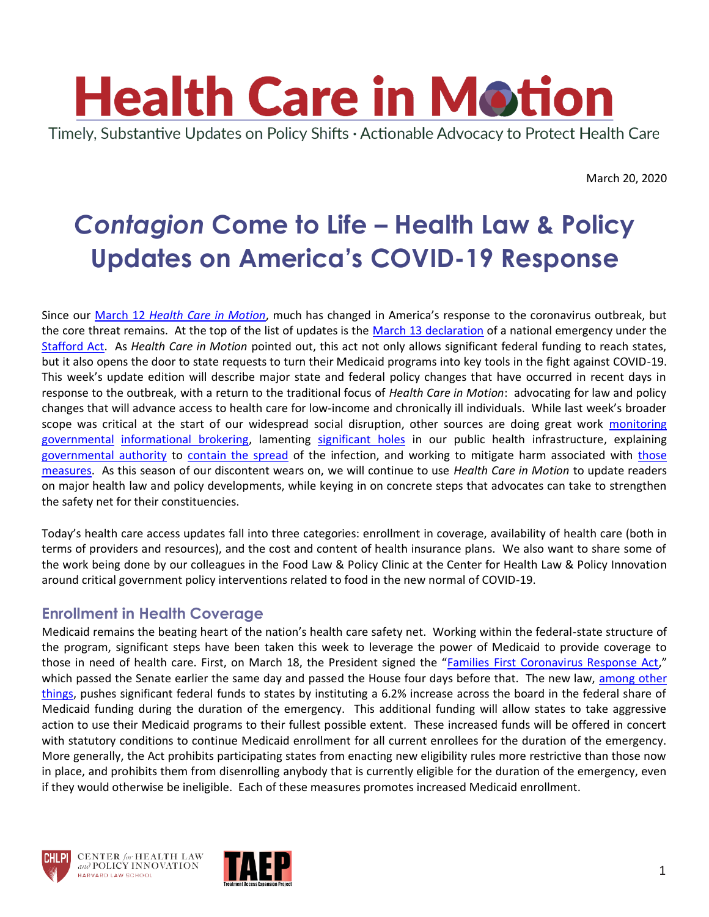# Health Care in Motion

Timely, Substantive Updates on Policy Shifts · Actionable Advocacy to Protect Health Care

March 20, 2020

# *Contagion* Come to Life – Health Law & Policy Updates on America's COVID-19 Response

Since our March 12 *Health Care in Motion*, much has changed in America's response to the coronavirus outbreak, but the core threat remains. At the top of the list of updates is the March 13 declaration of a national emergency under the Stafford Act. As *Health Care in Motion* pointed out, this act not only allows significant federal funding to reach states, but it also opens the door to state requests to turn their Medicaid programs into key tools in the fight against COVID-19. This week's update edition will describe major state and federal policy changes that have occurred in recent days in response to the outbreak, with a return to the traditional focus of *Health Care in Motion*: advocating for law and policy changes that will advance access to health care for low-income and chronically ill individuals. While last week's broader scope was critical at the start of our widespread social disruption, other sources are doing great work monitoring governmental informational brokering, lamenting significant holes in our public health infrastructure, explaining governmental authority to contain the spread of the infection, and working to mitigate harm associated with those measures. As this season of our discontent wears on, we will continue to use *Health Care in Motion* to update readers on major health law and policy developments, while keying in on concrete steps that advocates can take to strengthen the safety net for their constituencies.

Today's health care access updates fall into three categories: enrollment in coverage, availability of health care (both in terms of providers and resources), and the cost and content of health insurance plans. We also want to share some of the work being done by our colleagues in the Food Law & Policy Clinic at the Center for Health Law & Policy Innovation around critical government policy interventions related to food in the new normal of COVID-19.

## Enrollment in Health Coverage

Medicaid remains the beating heart of the nation's health care safety net. Working within the federal-state structure of the program, significant steps have been taken this week to leverage the power of Medicaid to provide coverage to those in need of health care. First, on March 18, the President signed the "Families First Coronavirus Response Act," which passed the Senate earlier the same day and passed the House four days before that. The new law, among other things, pushes significant federal funds to states by instituting a 6.2% increase across the board in the federal share of Medicaid funding during the duration of the emergency. This additional funding will allow states to take aggressive action to use their Medicaid programs to their fullest possible extent. These increased funds will be offered in concert with statutory conditions to continue Medicaid enrollment for all current enrollees for the duration of the emergency. More generally, the Act prohibits participating states from enacting new eligibility rules more restrictive than those now in place, and prohibits them from disenrolling anybody that is currently eligible for the duration of the emergency, even if they would otherwise be ineligible. Each of these measures promotes increased Medicaid enrollment.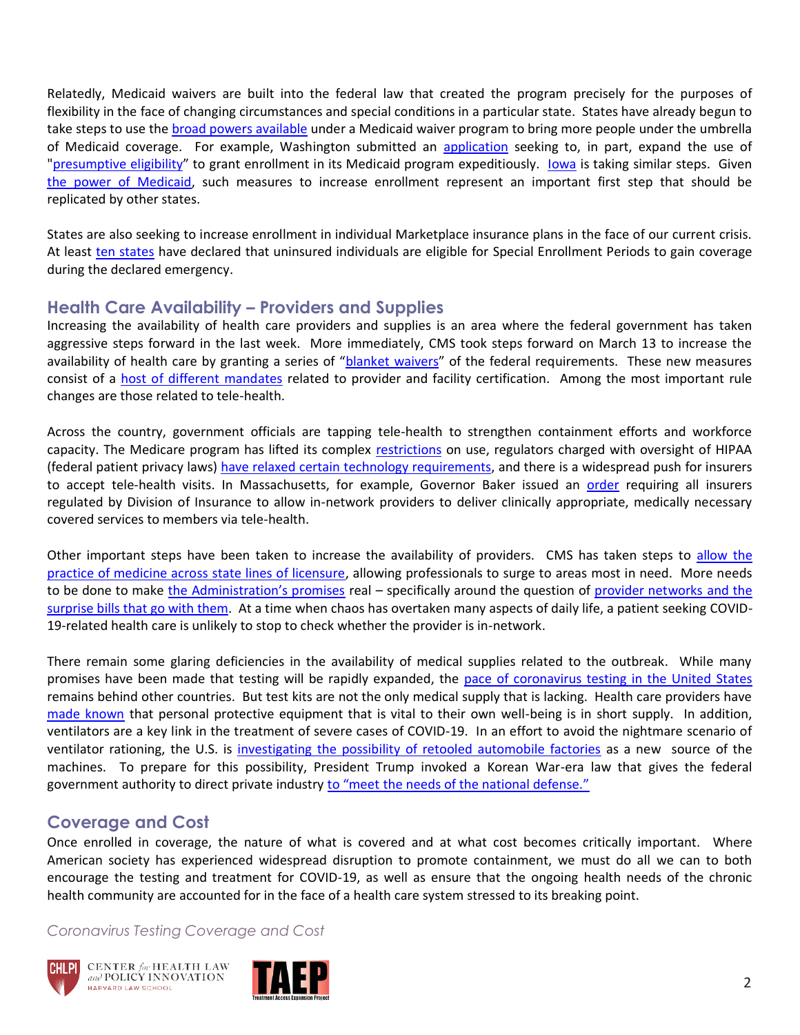Relatedly, Medicaid waivers are built into the federal law that created the program precisely for the purposes of flexibility in the face of changing circumstances and special conditions in a particular state. States have already begun to take steps to use the broad powers available under a Medicaid waiver program to bring more people under the umbrella of Medicaid coverage. For example, Washington submitted an application seeking to, in part, expand the use of "presumptive eligibility" to grant enrollment in its Medicaid program expeditiously. Iowa is taking similar steps. Given the power of Medicaid, such measures to increase enrollment represent an important first step that should be replicated by other states.

States are also seeking to increase enrollment in individual Marketplace insurance plans in the face of our current crisis. At least ten states have declared that uninsured individuals are eligible for Special Enrollment Periods to gain coverage during the declared emergency.

## Health Care Availability – Providers and Supplies

Increasing the availability of health care providers and supplies is an area where the federal government has taken aggressive steps forward in the last week. More immediately, CMS took steps forward on March 13 to increase the availability of health care by granting a series of "blanket waivers" of the federal requirements. These new measures consist of a host of different mandates related to provider and facility certification. Among the most important rule changes are those related to tele-health.

Across the country, government officials are tapping tele-health to strengthen containment efforts and workforce capacity. The Medicare program has lifted its complex restrictions on use, regulators charged with oversight of HIPAA (federal patient privacy laws) have relaxed certain technology requirements, and there is a widespread push for insurers to accept tele-health visits. In Massachusetts, for example, Governor Baker issued an order requiring all insurers regulated by Division of Insurance to allow in-network providers to deliver clinically appropriate, medically necessary covered services to members via tele-health.

Other important steps have been taken to increase the availability of providers. CMS has taken steps to allow the practice of medicine across state lines of licensure, allowing professionals to surge to areas most in need. More needs to be done to make the Administration's promises real – specifically around the question of provider networks and the surprise bills that go with them. At a time when chaos has overtaken many aspects of daily life, a patient seeking COVID-19-related health care is unlikely to stop to check whether the provider is in-network.

There remain some glaring deficiencies in the availability of medical supplies related to the outbreak. While many promises have been made that testing will be rapidly expanded, the pace of coronavirus testing in the United States remains behind other countries. But test kits are not the only medical supply that is lacking. Health care providers have made known that personal protective equipment that is vital to their own well-being is in short supply. In addition, ventilators are a key link in the treatment of severe cases of COVID-19. In an effort to avoid the nightmare scenario of ventilator rationing, the U.S. is investigating the possibility of retooled automobile factories as a new source of the machines. To prepare for this possibility, President Trump invoked a Korean War-era law that gives the federal government authority to direct private industry to "meet the needs of the national defense."

## Coverage and Cost

Once enrolled in coverage, the nature of what is covered and at what cost becomes critically important. Where American society has experienced widespread disruption to promote containment, we must do all we can to both encourage the testing and treatment for COVID-19, as well as ensure that the ongoing health needs of the chronic health community are accounted for in the face of a health care system stressed to its breaking point.

### *Coronavirus Testing Coverage and Cost*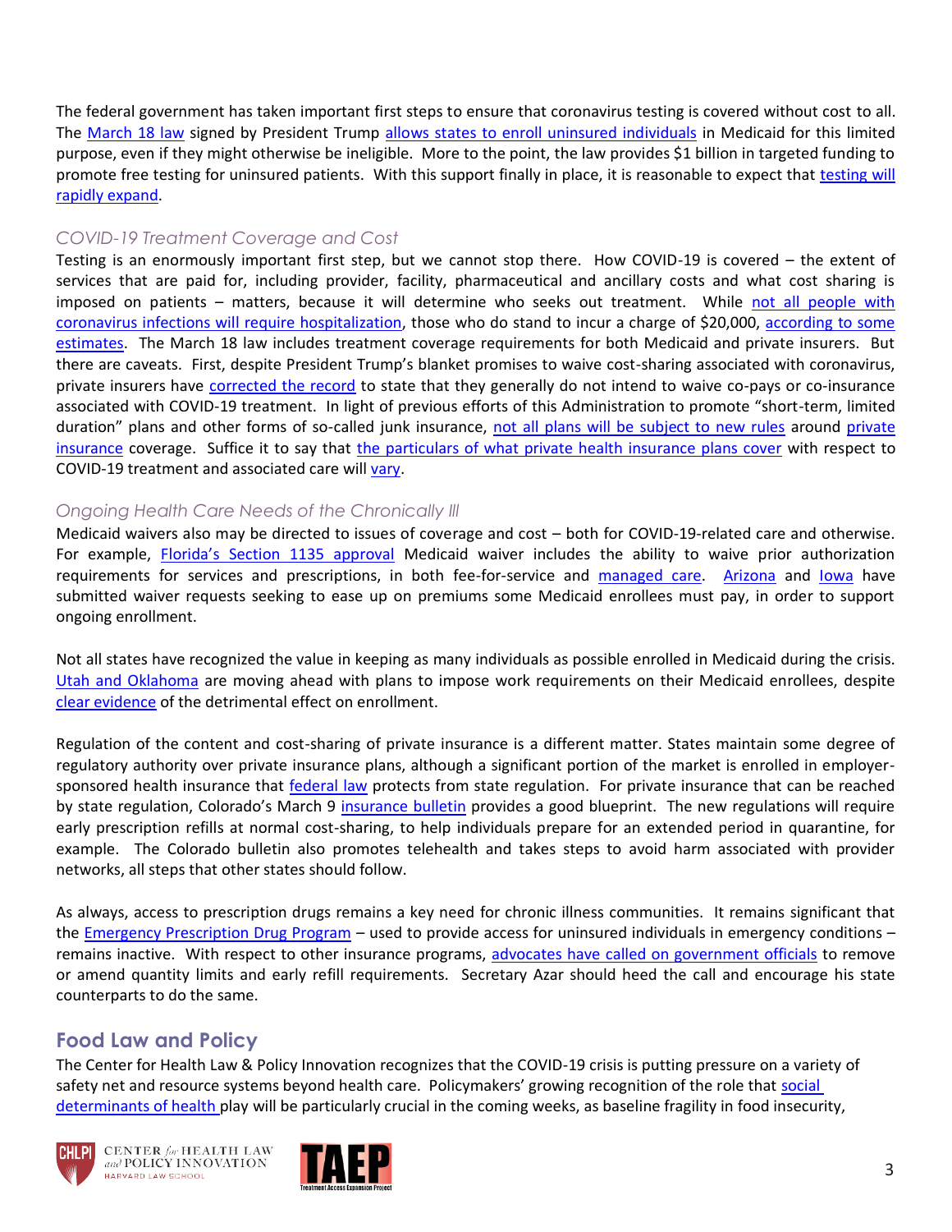The federal government has taken important first steps to ensure that coronavirus testing is covered without cost to all. The March 18 law signed by President Trump allows states to enroll uninsured individuals in Medicaid for this limited purpose, even if they might otherwise be ineligible. More to the point, the law provides $1 billion in targeted funding to promote free testing for uninsured patients. With this support finally in place, it is reasonable to expect that testing will rapidly expand.

### *COVID-19 Treatment Coverage and Cost*

Testing is an enormously important first step, but we cannot stop there. How COVID-19 is covered – the extent of services that are paid for, including provider, facility, pharmaceutical and ancillary costs and what cost sharing is imposed on patients – matters, because it will determine who seeks out treatment. While not all people with coronavirus infections will require hospitalization, those who do stand to incur a charge of $20,000, according to some estimates. The March 18 law includes treatment coverage requirements for both Medicaid and private insurers. But there are caveats. First, despite President Trump's blanket promises to waive cost-sharing associated with coronavirus, private insurers have corrected the record to state that they generally do not intend to waive co-pays or co-insurance associated with COVID-19 treatment. In light of previous efforts of this Administration to promote "short-term, limited duration" plans and other forms of so-called junk insurance, not all plans will be subject to new rules around private insurance coverage. Suffice it to say that the particulars of what private health insurance plans cover with respect to COVID-19 treatment and associated care will vary.

### *Ongoing Health Care Needs of the Chronically Ill*

Medicaid waivers also may be directed to issues of coverage and cost – both for COVID-19-related care and otherwise. For example, Florida's Section 1135 approval Medicaid waiver includes the ability to waive prior authorization requirements for services and prescriptions, in both fee-for-service and managed care. Arizona and Iowa have submitted waiver requests seeking to ease up on premiums some Medicaid enrollees must pay, in order to support ongoing enrollment.

Not all states have recognized the value in keeping as many individuals as possible enrolled in Medicaid during the crisis. Utah and Oklahoma are moving ahead with plans to impose work requirements on their Medicaid enrollees, despite clear evidence of the detrimental effect on enrollment.

Regulation of the content and cost-sharing of private insurance is a different matter. States maintain some degree of regulatory authority over private insurance plans, although a significant portion of the market is enrolled in employer-sponsored health insurance that federal law protects from state regulation. For private insurance that can be reached by state regulation, Colorado's March 9 insurance bulletin provides a good blueprint. The new regulations will require early prescription refills at normal cost-sharing, to help individuals prepare for an extended period in quarantine, for example. The Colorado bulletin also promotes telehealth and takes steps to avoid harm associated with provider networks, all steps that other states should follow.

As always, access to prescription drugs remains a key need for chronic illness communities. It remains significant that the Emergency Prescription Drug Program – used to provide access for uninsured individuals in emergency conditions – remains inactive. With respect to other insurance programs, advocates have called on government officials to remove or amend quantity limits and early refill requirements. Secretary Azar should heed the call and encourage his state counterparts to do the same.

## Food Law and Policy

The Center for Health Law & Policy Innovation recognizes that the COVID-19 crisis is putting pressure on a variety of safety net and resource systems beyond health care. Policymakers' growing recognition of the role that social determinants of health play will be particularly crucial in the coming weeks, as baseline fragility in food insecurity,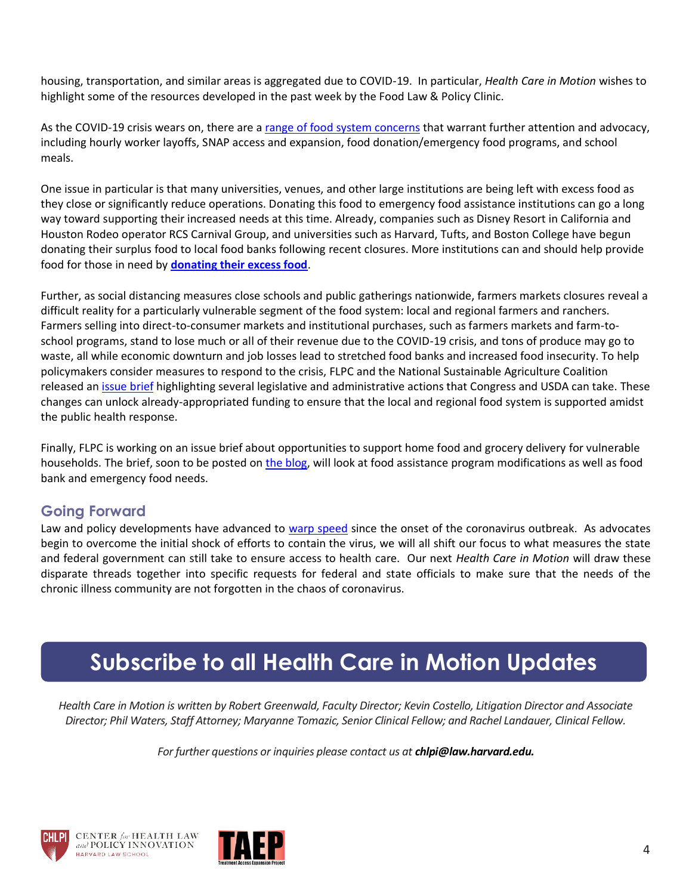housing, transportation, and similar areas is aggregated due to COVID-19. In particular, *Health Care in Motion* wishes to highlight some of the resources developed in the past week by the Food Law & Policy Clinic.

As the COVID-19 crisis wears on, there are a range of food system concerns that warrant further attention and advocacy, including hourly worker layoffs, SNAP access and expansion, food donation/emergency food programs, and school meals.

One issue in particular is that many universities, venues, and other large institutions are being left with excess food as they close or significantly reduce operations. Donating this food to emergency food assistance institutions can go a long way toward supporting their increased needs at this time. Already, companies such as Disney Resort in California and Houston Rodeo operator RCS Carnival Group, and universities such as Harvard, Tufts, and Boston College have begun donating their surplus food to local food banks following recent closures. More institutions can and should help provide food for those in need by **donating their excess food**.

Further, as social distancing measures close schools and public gatherings nationwide, farmers markets closures reveal a difficult reality for a particularly vulnerable segment of the food system: local and regional farmers and ranchers. Farmers selling into direct-to-consumer markets and institutional purchases, such as farmers markets and farm-to-school programs, stand to lose much or all of their revenue due to the COVID-19 crisis, and tons of produce may go to waste, all while economic downturn and job losses lead to stretched food banks and increased food insecurity. To help policymakers consider measures to respond to the crisis, FLPC and the National Sustainable Agriculture Coalition released an issue brief highlighting several legislative and administrative actions that Congress and USDA can take. These changes can unlock already-appropriated funding to ensure that the local and regional food system is supported amidst the public health response.

Finally, FLPC is working on an issue brief about opportunities to support home food and grocery delivery for vulnerable households. The brief, soon to be posted on the blog, will look at food assistance program modifications as well as food bank and emergency food needs.

## Going Forward

Law and policy developments have advanced to warp speed since the onset of the coronavirus outbreak. As advocates begin to overcome the initial shock of efforts to contain the virus, we will all shift our focus to what measures the state and federal government can still take to ensure access to health care. Our next *Health Care in Motion* will draw these disparate threads together into specific requests for federal and state officials to make sure that the needs of the chronic illness community are not forgotten in the chaos of coronavirus.

# Subscribe to all Health Care in Motion Updates

*Health Care in Motion is written by Robert Greenwald, Faculty Director; Kevin Costello, Litigation Director and Associate Director; Phil Waters, Staff Attorney; Maryanne Tomazic, Senior Clinical Fellow; and Rachel Landauer, Clinical Fellow.*

*For further questions or inquiries please contact us at* ***chlpi@law.harvard.edu.***

CHLPI CENTER *for* HEALTH LAW *and* POLICY INNOVATION HARVARD LAW SCHOOL

TAEP Treatment Access Expansion Project